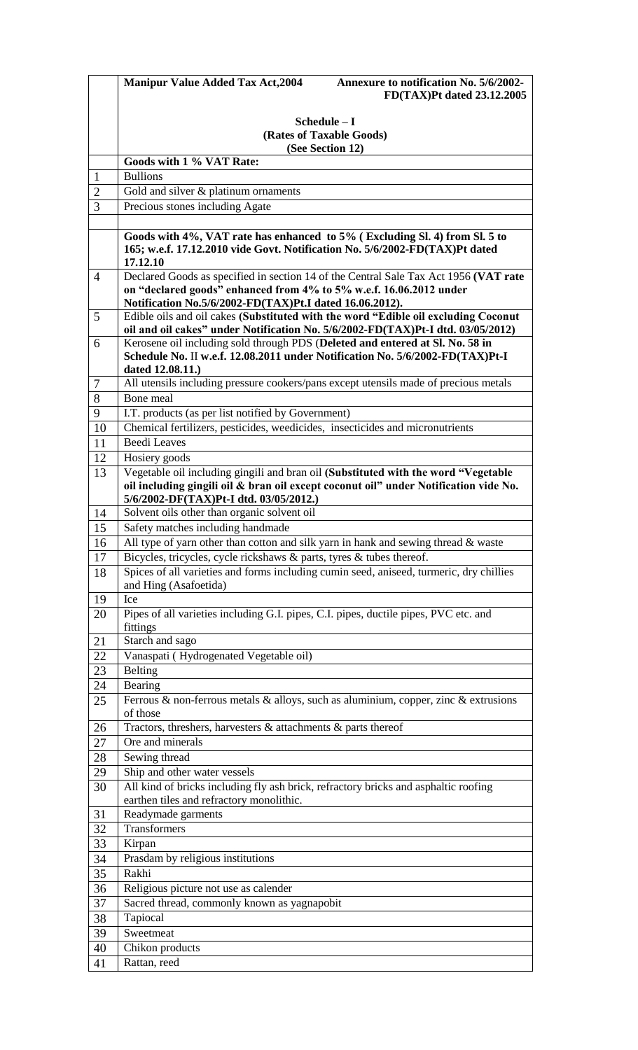| | **Manipur Value Added Tax Act,2004** **Annexure to notification No. 5/6/2002-FD(TAX)Pt dated 23.12.2005** |
|---|---|
| | **Schedule – I** **(Rates of Taxable Goods)** **(See Section 12)** |
| | **Goods with 1 % VAT Rate:** |
| 1 | Bullions |
| 2 | Gold and silver & platinum ornaments |
| 3 | Precious stones including Agate |
| | |
| | **Goods with 4%, VAT rate has enhanced to 5% ( Excluding Sl. 4) from Sl. 5 to 165; w.e.f. 17.12.2010 vide Govt. Notification No. 5/6/2002-FD(TAX)Pt dated 17.12.10** |
| 4 | Declared Goods as specified in section 14 of the Central Sale Tax Act 1956 **(VAT rate on "declared goods" enhanced from 4% to 5% w.e.f. 16.06.2012 under Notification No.5/6/2002-FD(TAX)Pt.I dated 16.06.2012).** |
| 5 | Edible oils and oil cakes **(Substituted with the word "Edible oil excluding Coconut oil and oil cakes" under Notification No. 5/6/2002-FD(TAX)Pt-I dtd. 03/05/2012)** |
| 6 | Kerosene oil including sold through PDS (**Deleted and entered at Sl. No. 58 in Schedule No. II w.e.f. 12.08.2011 under Notification No. 5/6/2002-FD(TAX)Pt-I dated 12.08.11.)** |
| 7 | All utensils including pressure cookers/pans except utensils made of precious metals |
| 8 | Bone meal |
| 9 | I.T. products (as per list notified by Government) |
| 10 | Chemical fertilizers, pesticides, weedicides, insecticides and micronutrients |
| 11 | Beedi Leaves |
| 12 | Hosiery goods |
| 13 | Vegetable oil including gingili and bran oil **(Substituted with the word "Vegetable oil including gingili oil & bran oil except coconut oil" under Notification vide No. 5/6/2002-DF(TAX)Pt-I dtd. 03/05/2012.)** |
| 14 | Solvent oils other than organic solvent oil |
| 15 | Safety matches including handmade |
| 16 | All type of yarn other than cotton and silk yarn in hank and sewing thread & waste |
| 17 | Bicycles, tricycles, cycle rickshaws & parts, tyres & tubes thereof. |
| 18 | Spices of all varieties and forms including cumin seed, aniseed, turmeric, dry chillies and Hing (Asafoetida) |
| 19 | Ice |
| 20 | Pipes of all varieties including G.I. pipes, C.I. pipes, ductile pipes, PVC etc. and fittings |
| 21 | Starch and sago |
| 22 | Vanaspati ( Hydrogenated Vegetable oil) |
| 23 | Belting |
| 24 | Bearing |
| 25 | Ferrous & non-ferrous metals & alloys, such as aluminium, copper, zinc & extrusions of those |
| 26 | Tractors, threshers, harvesters & attachments & parts thereof |
| 27 | Ore and minerals |
| 28 | Sewing thread |
| 29 | Ship and other water vessels |
| 30 | All kind of bricks including fly ash brick, refractory bricks and asphaltic roofing earthen tiles and refractory monolithic. |
| 31 | Readymade garments |
| 32 | Transformers |
| 33 | Kirpan |
| 34 | Prasdam by religious institutions |
| 35 | Rakhi |
| 36 | Religious picture not use as calender |
| 37 | Sacred thread, commonly known as yagnapobit |
| 38 | Tapiocal |
| 39 | Sweetmeat |
| 40 | Chikon products |
| 41 | Rattan, reed |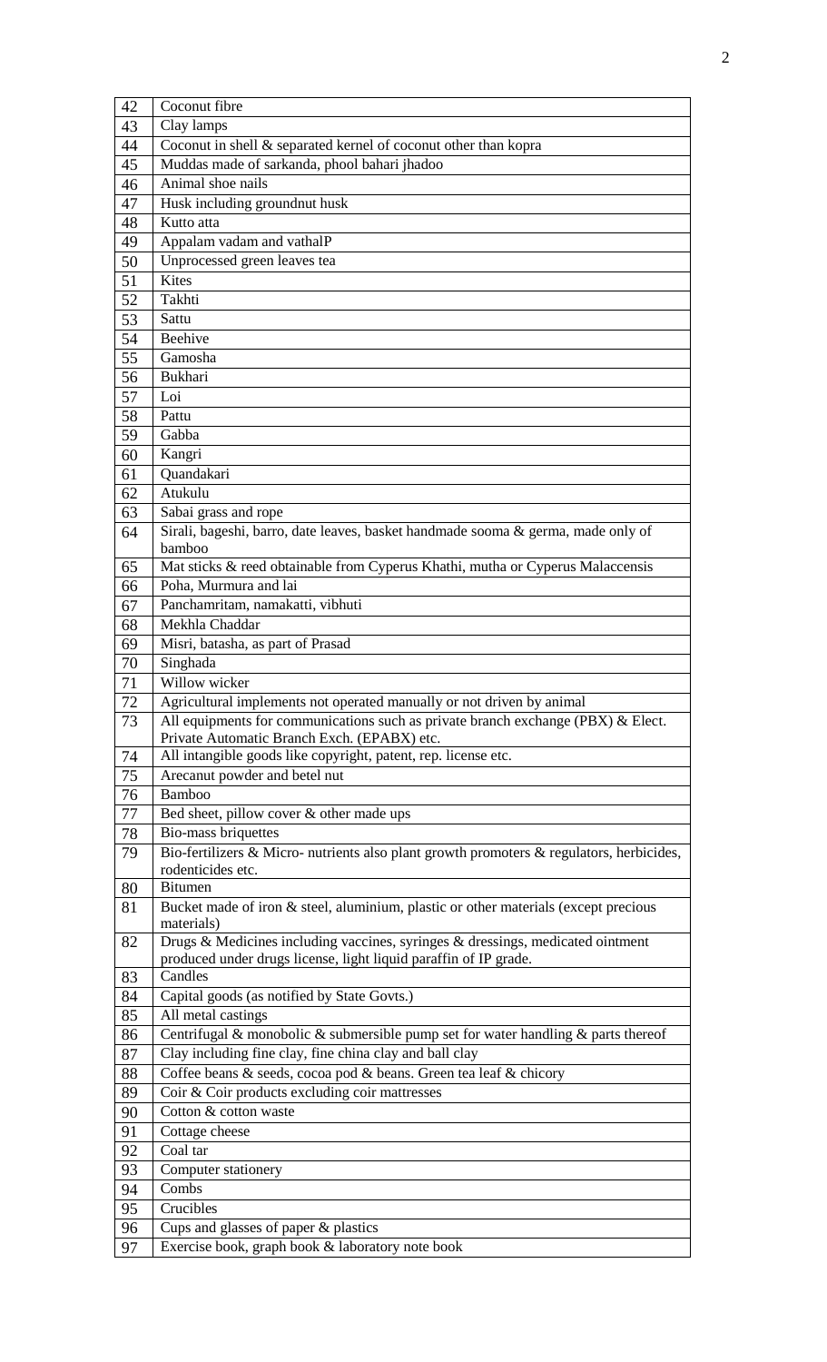| | |
|---|---|
| 42 | Coconut fibre |
| 43 | Clay lamps |
| 44 | Coconut in shell & separated kernel of coconut other than kopra |
| 45 | Muddas made of sarkanda, phool bahari jhadoo |
| 46 | Animal shoe nails |
| 47 | Husk including groundnut husk |
| 48 | Kutto atta |
| 49 | Appalam vadam and vathalP |
| 50 | Unprocessed green leaves tea |
| 51 | Kites |
| 52 | Takhti |
| 53 | Sattu |
| 54 | Beehive |
| 55 | Gamosha |
| 56 | Bukhari |
| 57 | Loi |
| 58 | Pattu |
| 59 | Gabba |
| 60 | Kangri |
| 61 | Quandakari |
| 62 | Atukulu |
| 63 | Sabai grass and rope |
| 64 | Sirali, bageshi, barro, date leaves, basket handmade sooma & germa, made only of bamboo |
| 65 | Mat sticks & reed obtainable from Cyperus Khathi, mutha or Cyperus Malaccensis |
| 66 | Poha, Murmura and lai |
| 67 | Panchamritam, namakatti, vibhuti |
| 68 | Mekhla Chaddar |
| 69 | Misri, batasha, as part of Prasad |
| 70 | Singhada |
| 71 | Willow wicker |
| 72 | Agricultural implements not operated manually or not driven by animal |
| 73 | All equipments for communications such as private branch exchange (PBX) & Elect. Private Automatic Branch Exch. (EPABX) etc. |
| 74 | All intangible goods like copyright, patent, rep. license etc. |
| 75 | Arecanut powder and betel nut |
| 76 | Bamboo |
| 77 | Bed sheet, pillow cover & other made ups |
| 78 | Bio-mass briquettes |
| 79 | Bio-fertilizers & Micro- nutrients also plant growth promoters & regulators, herbicides, rodenticides etc. |
| 80 | Bitumen |
| 81 | Bucket made of iron & steel, aluminium, plastic or other materials (except precious materials) |
| 82 | Drugs & Medicines including vaccines, syringes & dressings, medicated ointment produced under drugs license, light liquid paraffin of IP grade. |
| 83 | Candles |
| 84 | Capital goods (as notified by State Govts.) |
| 85 | All metal castings |
| 86 | Centrifugal & monobolic & submersible pump set for water handling & parts thereof |
| 87 | Clay including fine clay, fine china clay and ball clay |
| 88 | Coffee beans & seeds, cocoa pod & beans. Green tea leaf & chicory |
| 89 | Coir & Coir products excluding coir mattresses |
| 90 | Cotton & cotton waste |
| 91 | Cottage cheese |
| 92 | Coal tar |
| 93 | Computer stationery |
| 94 | Combs |
| 95 | Crucibles |
| 96 | Cups and glasses of paper & plastics |
| 97 | Exercise book, graph book & laboratory note book |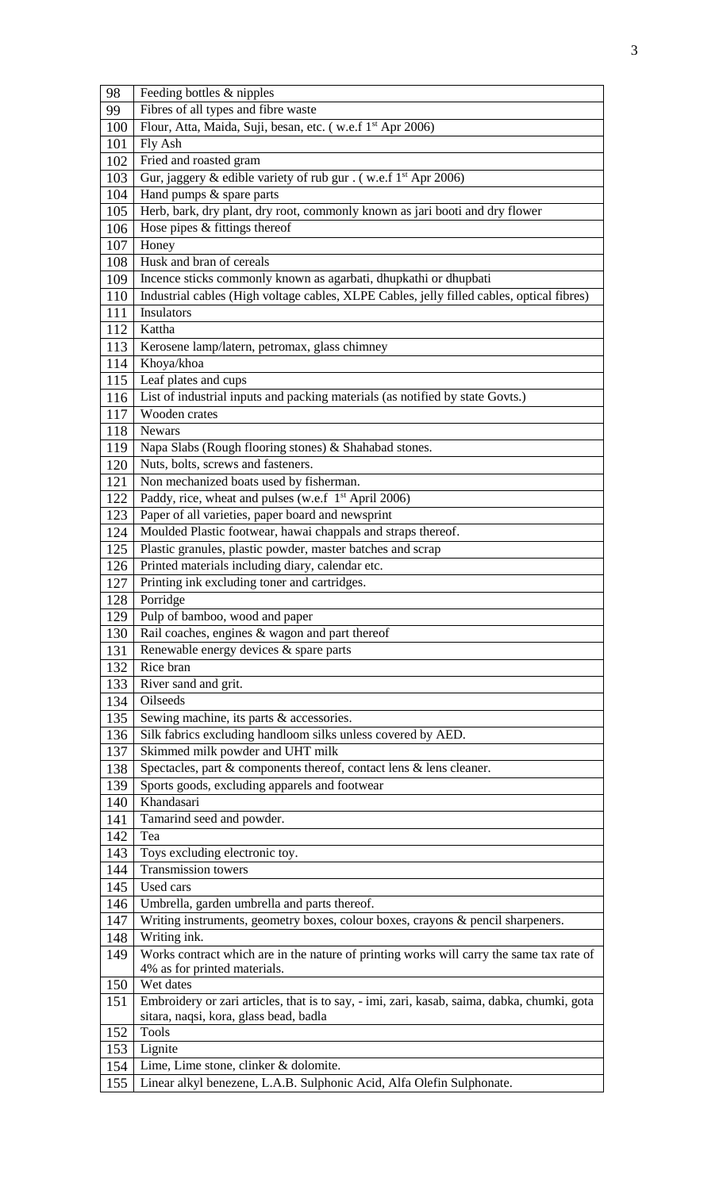| | |
|---|---|
| 98 | Feeding bottles & nipples |
| 99 | Fibres of all types and fibre waste |
| 100 | Flour, Atta, Maida, Suji, besan, etc. ( w.e.f 1st Apr 2006) |
| 101 | Fly Ash |
| 102 | Fried and roasted gram |
| 103 | Gur, jaggery & edible variety of rub gur . ( w.e.f 1st Apr 2006) |
| 104 | Hand pumps & spare parts |
| 105 | Herb, bark, dry plant, dry root, commonly known as jari booti and dry flower |
| 106 | Hose pipes & fittings thereof |
| 107 | Honey |
| 108 | Husk and bran of cereals |
| 109 | Incence sticks commonly known as agarbati, dhupkathi or dhupbati |
| 110 | Industrial cables (High voltage cables, XLPE Cables, jelly filled cables, optical fibres) |
| 111 | Insulators |
| 112 | Kattha |
| 113 | Kerosene lamp/latern, petromax, glass chimney |
| 114 | Khoya/khoa |
| 115 | Leaf plates and cups |
| 116 | List of industrial inputs and packing materials (as notified by state Govts.) |
| 117 | Wooden crates |
| 118 | Newars |
| 119 | Napa Slabs (Rough flooring stones) & Shahabad stones. |
| 120 | Nuts, bolts, screws and fasteners. |
| 121 | Non mechanized boats used by fisherman. |
| 122 | Paddy, rice, wheat and pulses (w.e.f 1st April 2006) |
| 123 | Paper of all varieties, paper board and newsprint |
| 124 | Moulded Plastic footwear, hawai chappals and straps thereof. |
| 125 | Plastic granules, plastic powder, master batches and scrap |
| 126 | Printed materials including diary, calendar etc. |
| 127 | Printing ink excluding toner and cartridges. |
| 128 | Porridge |
| 129 | Pulp of bamboo, wood and paper |
| 130 | Rail coaches, engines & wagon and part thereof |
| 131 | Renewable energy devices & spare parts |
| 132 | Rice bran |
| 133 | River sand and grit. |
| 134 | Oilseeds |
| 135 | Sewing machine, its parts & accessories. |
| 136 | Silk fabrics excluding handloom silks unless covered by AED. |
| 137 | Skimmed milk powder and UHT milk |
| 138 | Spectacles, part & components thereof, contact lens & lens cleaner. |
| 139 | Sports goods, excluding apparels and footwear |
| 140 | Khandasari |
| 141 | Tamarind seed and powder. |
| 142 | Tea |
| 143 | Toys excluding electronic toy. |
| 144 | Transmission towers |
| 145 | Used cars |
| 146 | Umbrella, garden umbrella and parts thereof. |
| 147 | Writing instruments, geometry boxes, colour boxes, crayons & pencil sharpeners. |
| 148 | Writing ink. |
| 149 | Works contract which are in the nature of printing works will carry the same tax rate of 4% as for printed materials. |
| 150 | Wet dates |
| 151 | Embroidery or zari articles, that is to say, - imi, zari, kasab, saima, dabka, chumki, gota sitara, naqsi, kora, glass bead, badla |
| 152 | Tools |
| 153 | Lignite |
| 154 | Lime, Lime stone, clinker & dolomite. |
| 155 | Linear alkyl benezene, L.A.B. Sulphonic Acid, Alfa Olefin Sulphonate. |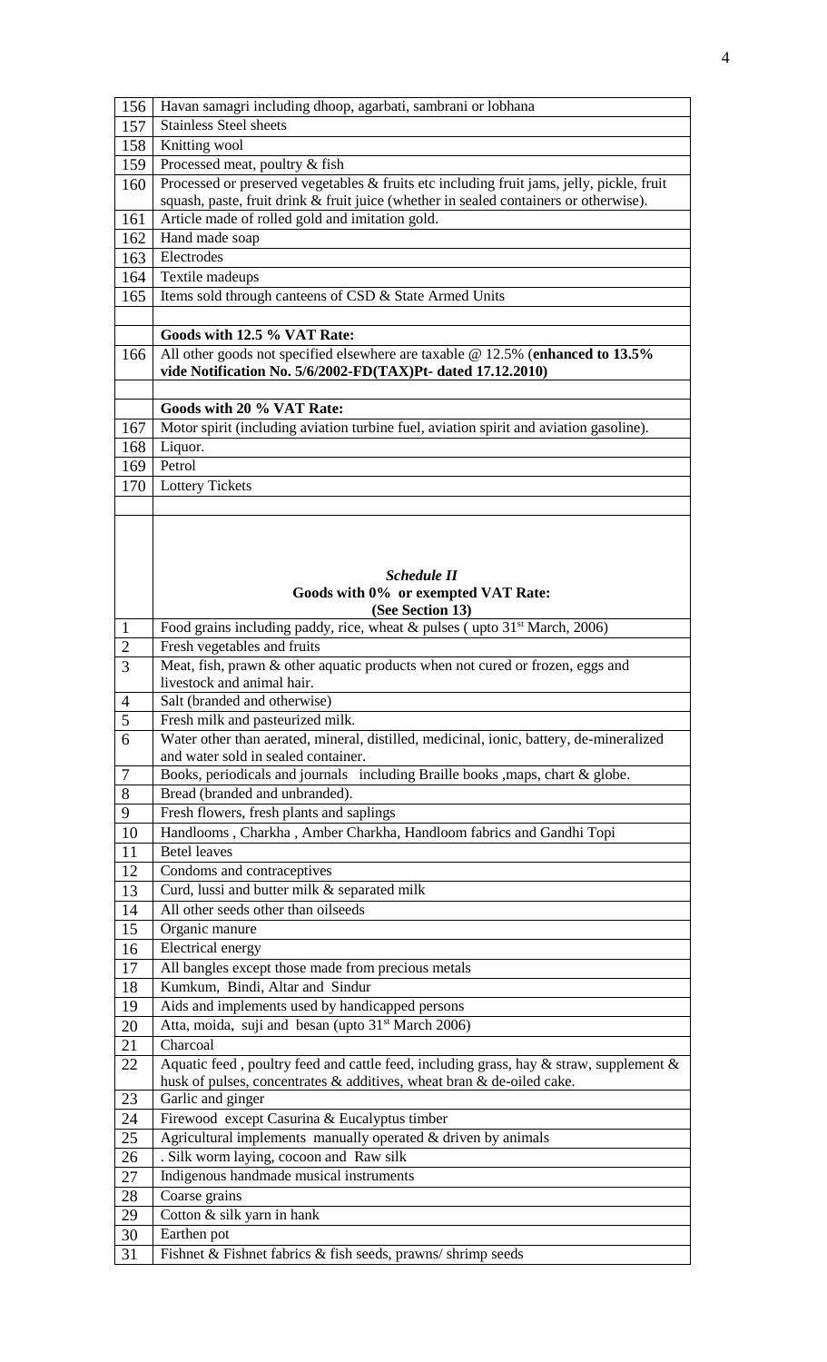| | |
|---|---|
| 156 | Havan samagri including dhoop, agarbati, sambrani or lobhana |
| 157 | Stainless Steel sheets |
| 158 | Knitting wool |
| 159 | Processed meat, poultry & fish |
| 160 | Processed or preserved vegetables & fruits etc including fruit jams, jelly, pickle, fruit squash, paste, fruit drink & fruit juice (whether in sealed containers or otherwise). |
| 161 | Article made of rolled gold and imitation gold. |
| 162 | Hand made soap |
| 163 | Electrodes |
| 164 | Textile madeups |
| 165 | Items sold through canteens of CSD & State Armed Units |
| | |
| | **Goods with 12.5 % VAT Rate:** |
| 166 | All other goods not specified elsewhere are taxable @ 12.5% (**enhanced to 13.5% vide Notification No. 5/6/2002-FD(TAX)Pt- dated 17.12.2010)** |
| | |
| | **Goods with 20 % VAT Rate:** |
| 167 | Motor spirit (including aviation turbine fuel, aviation spirit and aviation gasoline). |
| 168 | Liquor. |
| 169 | Petrol |
| 170 | Lottery Tickets |

***Schedule II***

**Goods with 0% or exempted VAT Rate:**

**(See Section 13)**

| | |
|---|---|
| 1 | Food grains including paddy, rice, wheat & pulses ( upto 31st March, 2006) |
| 2 | Fresh vegetables and fruits |
| 3 | Meat, fish, prawn & other aquatic products when not cured or frozen, eggs and livestock and animal hair. |
| 4 | Salt (branded and otherwise) |
| 5 | Fresh milk and pasteurized milk. |
| 6 | Water other than aerated, mineral, distilled, medicinal, ionic, battery, de-mineralized and water sold in sealed container. |
| 7 | Books, periodicals and journals including Braille books ,maps, chart & globe. |
| 8 | Bread (branded and unbranded). |
| 9 | Fresh flowers, fresh plants and saplings |
| 10 | Handlooms , Charkha , Amber Charkha, Handloom fabrics and Gandhi Topi |
| 11 | Betel leaves |
| 12 | Condoms and contraceptives |
| 13 | Curd, lussi and butter milk & separated milk |
| 14 | All other seeds other than oilseeds |
| 15 | Organic manure |
| 16 | Electrical energy |
| 17 | All bangles except those made from precious metals |
| 18 | Kumkum, Bindi, Altar and Sindur |
| 19 | Aids and implements used by handicapped persons |
| 20 | Atta, moida, suji and besan (upto 31st March 2006) |
| 21 | Charcoal |
| 22 | Aquatic feed , poultry feed and cattle feed, including grass, hay & straw, supplement & husk of pulses, concentrates & additives, wheat bran & de-oiled cake. |
| 23 | Garlic and ginger |
| 24 | Firewood except Casurina & Eucalyptus timber |
| 25 | Agricultural implements manually operated & driven by animals |
| 26 | . Silk worm laying, cocoon and Raw silk |
| 27 | Indigenous handmade musical instruments |
| 28 | Coarse grains |
| 29 | Cotton & silk yarn in hank |
| 30 | Earthen pot |
| 31 | Fishnet & Fishnet fabrics & fish seeds, prawns/ shrimp seeds |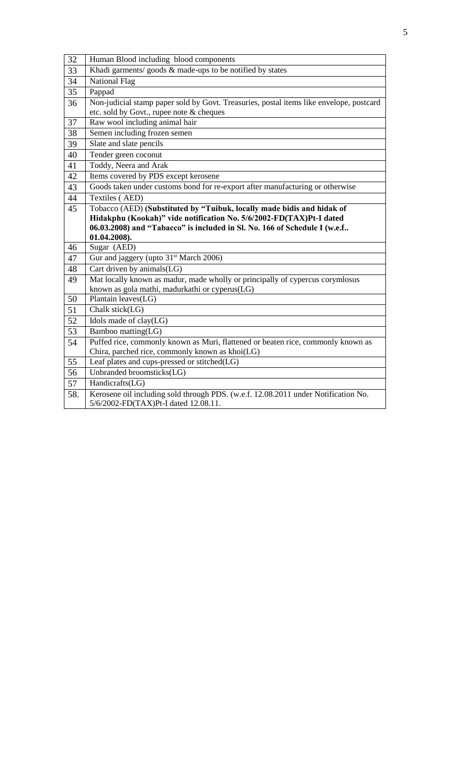| | |
|---|---|
| 32 | Human Blood including blood components |
| 33 | Khadi garments/ goods & made-ups to be notified by states |
| 34 | National Flag |
| 35 | Pappad |
| 36 | Non-judicial stamp paper sold by Govt. Treasuries, postal items like envelope, postcard etc. sold by Govt., rupee note & cheques |
| 37 | Raw wool including animal hair |
| 38 | Semen including frozen semen |
| 39 | Slate and slate pencils |
| 40 | Tender green coconut |
| 41 | Toddy, Neera and Arak |
| 42 | Items covered by PDS except kerosene |
| 43 | Goods taken under customs bond for re-export after manufacturing or otherwise |
| 44 | Textiles ( AED) |
| 45 | Tobacco (AED) **(Substituted by "Tuibuk, locally made bidis and hidak of Hidakphu (Kookah)" vide notification No. 5/6/2002-FD(TAX)Pt-I dated 06.03.2008) and "Tabacco" is included in Sl. No. 166 of Schedule I (w.e.f.. 01.04.2008).** |
| 46 | Sugar (AED) |
| 47 | Gur and jaggery (upto 31st March 2006) |
| 48 | Cart driven by animals(LG) |
| 49 | Mat locally known as madur, made wholly or principally of cypercus corymlosus known as gola mathi, madurkathi or cyperus(LG) |
| 50 | Plantain leaves(LG) |
| 51 | Chalk stick(LG) |
| 52 | Idols made of clay(LG) |
| 53 | Bamboo matting(LG) |
| 54 | Puffed rice, commonly known as Muri, flattened or beaten rice, commonly known as Chira, parched rice, commonly known as khoi(LG) |
| 55 | Leaf plates and cups-pressed or stitched(LG) |
| 56 | Unbranded broomsticks(LG) |
| 57 | Handicrafts(LG) |
| 58. | Kerosene oil including sold through PDS. (w.e.f. 12.08.2011 under Notification No. 5/6/2002-FD(TAX)Pt-I dated 12.08.11. |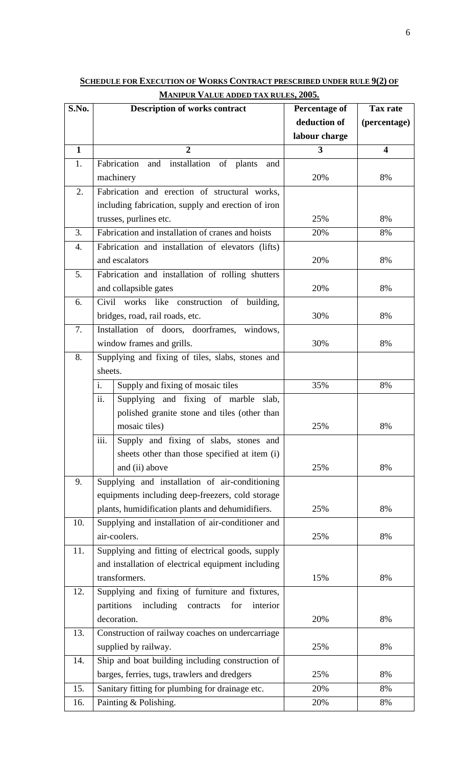**SCHEDULE FOR EXECUTION OF WORKS CONTRACT PRESCRIBED UNDER RULE 9(2) OF MANIPUR VALUE ADDED TAX RULES, 2005.**

| S.No. | Description of works contract | | Percentage of deduction of labour charge | Tax rate (percentage) |
|---|---|---|---|---|
| **1** | **2** | | **3** | **4** |
| 1. | Fabrication and installation of plants and machinery | | 20% | 8% |
| 2. | Fabrication and erection of structural works, including fabrication, supply and erection of iron trusses, purlines etc. | | 25% | 8% |
| 3. | Fabrication and installation of cranes and hoists | | 20% | 8% |
| 4. | Fabrication and installation of elevators (lifts) and escalators | | 20% | 8% |
| 5. | Fabrication and installation of rolling shutters and collapsible gates | | 20% | 8% |
| 6. | Civil works like construction of building, bridges, road, rail roads, etc. | | 30% | 8% |
| 7. | Installation of doors, doorframes, windows, window frames and grills. | | 30% | 8% |
| 8. | Supplying and fixing of tiles, slabs, stones and sheets. | | | |
| | i. | Supply and fixing of mosaic tiles | 35% | 8% |
| | ii. | Supplying and fixing of marble slab, polished granite stone and tiles (other than mosaic tiles) | 25% | 8% |
| | iii. | Supply and fixing of slabs, stones and sheets other than those specified at item (i) and (ii) above | 25% | 8% |
| 9. | Supplying and installation of air-conditioning equipments including deep-freezers, cold storage plants, humidification plants and dehumidifiers. | | 25% | 8% |
| 10. | Supplying and installation of air-conditioner and air-coolers. | | 25% | 8% |
| 11. | Supplying and fitting of electrical goods, supply and installation of electrical equipment including transformers. | | 15% | 8% |
| 12. | Supplying and fixing of furniture and fixtures, partitions including contracts for interior decoration. | | 20% | 8% |
| 13. | Construction of railway coaches on undercarriage supplied by railway. | | 25% | 8% |
| 14. | Ship and boat building including construction of barges, ferries, tugs, trawlers and dredgers | | 25% | 8% |
| 15. | Sanitary fitting for plumbing for drainage etc. | | 20% | 8% |
| 16. | Painting & Polishing. | | 20% | 8% |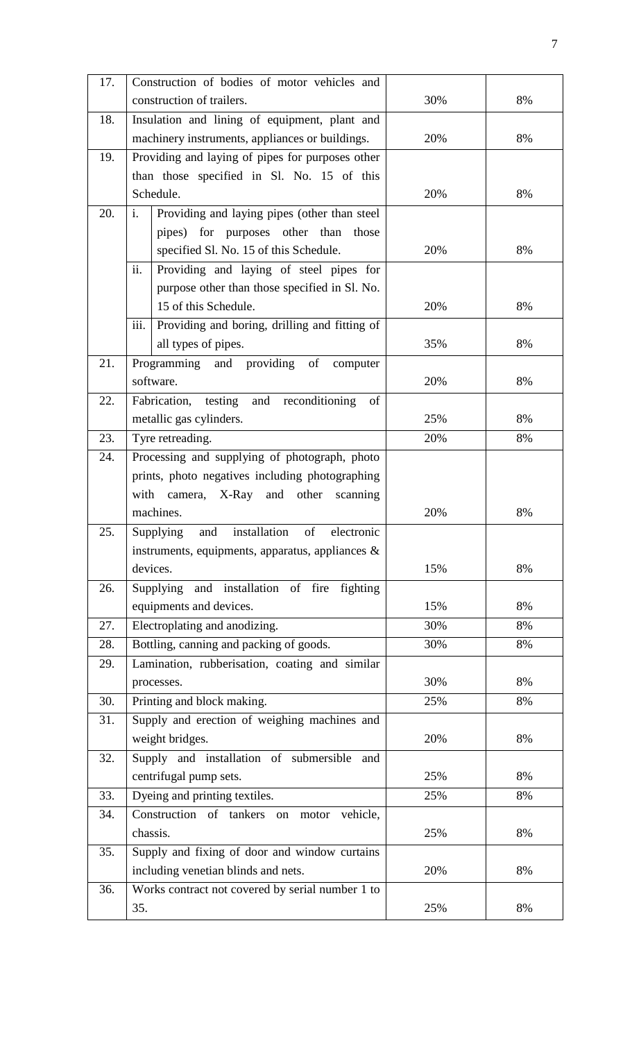| | | | |
|---|---|---|---|
| 17. | Construction of bodies of motor vehicles and construction of trailers. | 30% | 8% |
| 18. | Insulation and lining of equipment, plant and machinery instruments, appliances or buildings. | 20% | 8% |
| 19. | Providing and laying of pipes for purposes other than those specified in Sl. No. 15 of this Schedule. | 20% | 8% |
| 20. | i. Providing and laying pipes (other than steel pipes) for purposes other than those specified Sl. No. 15 of this Schedule. | 20% | 8% |
| | ii. Providing and laying of steel pipes for purpose other than those specified in Sl. No. 15 of this Schedule. | 20% | 8% |
| | iii. Providing and boring, drilling and fitting of all types of pipes. | 35% | 8% |
| 21. | Programming and providing of computer software. | 20% | 8% |
| 22. | Fabrication, testing and reconditioning of metallic gas cylinders. | 25% | 8% |
| 23. | Tyre retreading. | 20% | 8% |
| 24. | Processing and supplying of photograph, photo prints, photo negatives including photographing with camera, X-Ray and other scanning machines. | 20% | 8% |
| 25. | Supplying and installation of electronic instruments, equipments, apparatus, appliances & devices. | 15% | 8% |
| 26. | Supplying and installation of fire fighting equipments and devices. | 15% | 8% |
| 27. | Electroplating and anodizing. | 30% | 8% |
| 28. | Bottling, canning and packing of goods. | 30% | 8% |
| 29. | Lamination, rubberisation, coating and similar processes. | 30% | 8% |
| 30. | Printing and block making. | 25% | 8% |
| 31. | Supply and erection of weighing machines and weight bridges. | 20% | 8% |
| 32. | Supply and installation of submersible and centrifugal pump sets. | 25% | 8% |
| 33. | Dyeing and printing textiles. | 25% | 8% |
| 34. | Construction of tankers on motor vehicle, chassis. | 25% | 8% |
| 35. | Supply and fixing of door and window curtains including venetian blinds and nets. | 20% | 8% |
| 36. | Works contract not covered by serial number 1 to 35. | 25% | 8% |